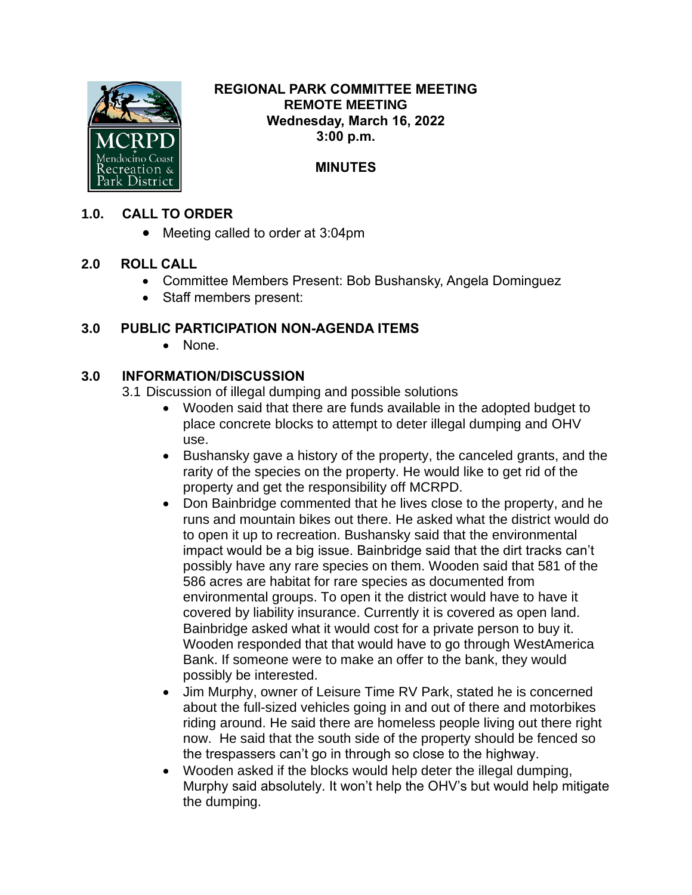# REGIONAL PARK COMMITTEE MEETING
## REMOTE MEETING
**Wednesday, March 16, 2022**
**3:00 p.m.**

## MINUTES

### 1.0. CALL TO ORDER

- Meeting called to order at 3:04pm

### 2.0 ROLL CALL

- Committee Members Present: Bob Bushansky, Angela Dominguez
- Staff members present:

### 3.0 PUBLIC PARTICIPATION NON-AGENDA ITEMS

- None.

### 3.0 INFORMATION/DISCUSSION

3.1 Discussion of illegal dumping and possible solutions

- Wooden said that there are funds available in the adopted budget to place concrete blocks to attempt to deter illegal dumping and OHV use.
- Bushansky gave a history of the property, the canceled grants, and the rarity of the species on the property. He would like to get rid of the property and get the responsibility off MCRPD.
- Don Bainbridge commented that he lives close to the property, and he runs and mountain bikes out there. He asked what the district would do to open it up to recreation. Bushansky said that the environmental impact would be a big issue. Bainbridge said that the dirt tracks can't possibly have any rare species on them. Wooden said that 581 of the 586 acres are habitat for rare species as documented from environmental groups. To open it the district would have to have it covered by liability insurance. Currently it is covered as open land. Bainbridge asked what it would cost for a private person to buy it. Wooden responded that that would have to go through WestAmerica Bank. If someone were to make an offer to the bank, they would possibly be interested.
- Jim Murphy, owner of Leisure Time RV Park, stated he is concerned about the full-sized vehicles going in and out of there and motorbikes riding around. He said there are homeless people living out there right now. He said that the south side of the property should be fenced so the trespassers can't go in through so close to the highway.
- Wooden asked if the blocks would help deter the illegal dumping, Murphy said absolutely. It won't help the OHV's but would help mitigate the dumping.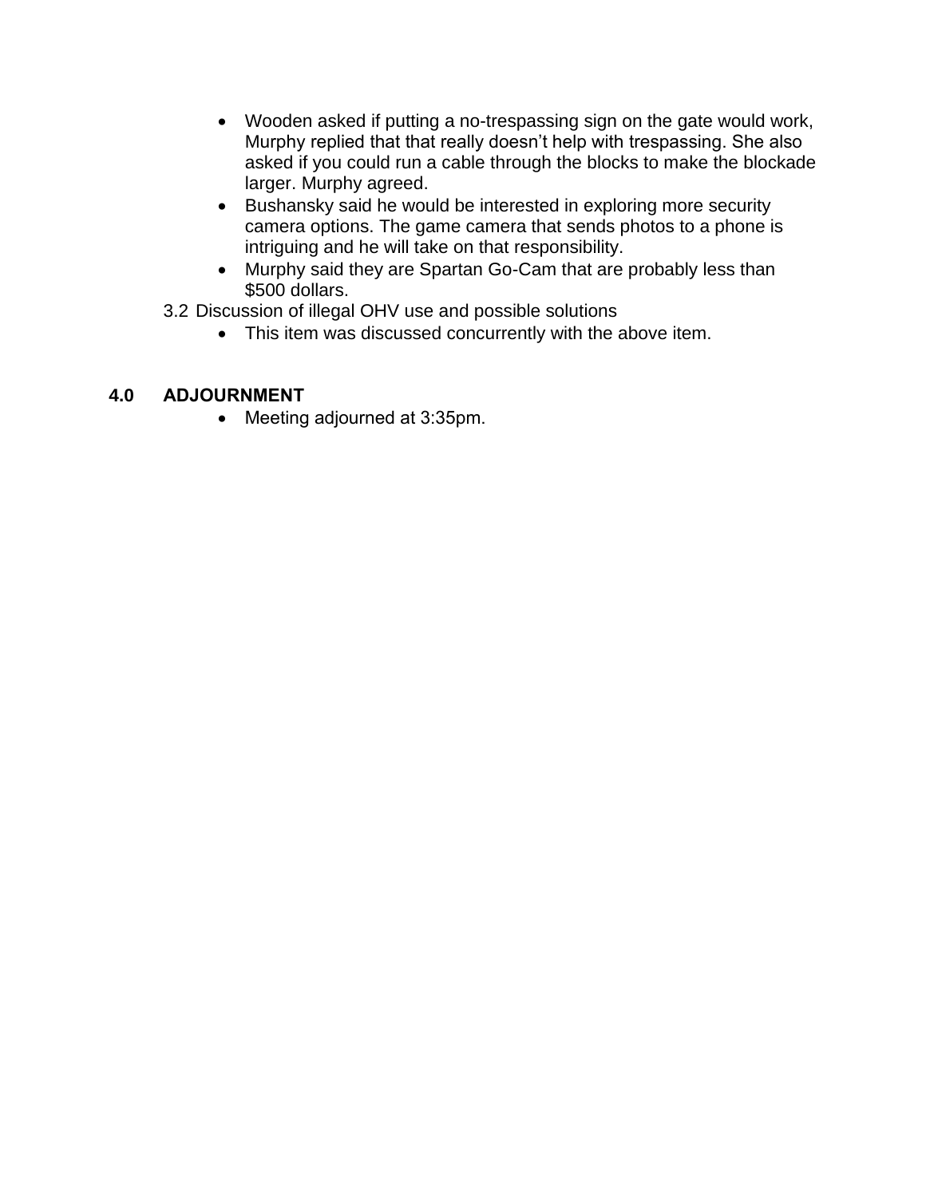- Wooden asked if putting a no-trespassing sign on the gate would work, Murphy replied that that really doesn't help with trespassing. She also asked if you could run a cable through the blocks to make the blockade larger. Murphy agreed.
- Bushansky said he would be interested in exploring more security camera options. The game camera that sends photos to a phone is intriguing and he will take on that responsibility.
- Murphy said they are Spartan Go-Cam that are probably less than $500 dollars.

3.2 Discussion of illegal OHV use and possible solutions

- This item was discussed concurrently with the above item.

## 4.0 ADJOURNMENT

- Meeting adjourned at 3:35pm.